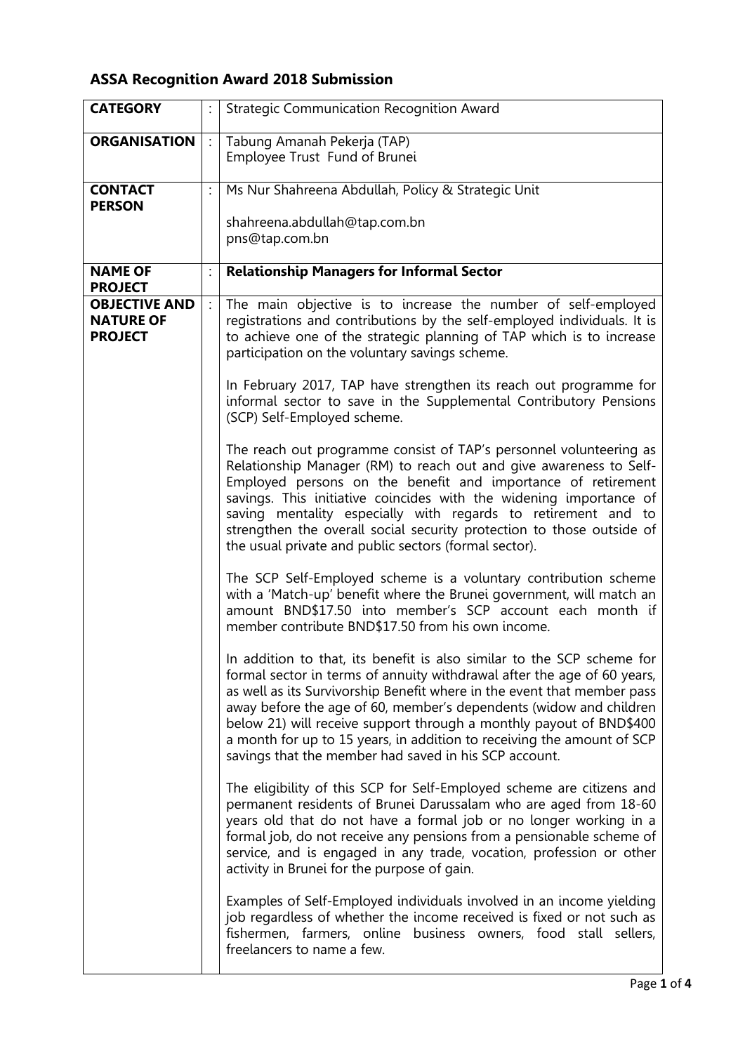## ASSA Recognition Award 2018 Submission

| | | |
|---|---|---|
| **CATEGORY** | : | Strategic Communication Recognition Award |
| **ORGANISATION** | : | Tabung Amanah Pekerja (TAP)<br>Employee Trust Fund of Brunei |
| **CONTACT PERSON** | : | Ms Nur Shahreena Abdullah, Policy & Strategic Unit<br><br>shahreena.abdullah@tap.com.bn<br>pns@tap.com.bn |
| **NAME OF PROJECT** | : | **Relationship Managers for Informal Sector** |
| **OBJECTIVE AND NATURE OF PROJECT** | : | The main objective is to increase the number of self-employed registrations and contributions by the self-employed individuals. It is to achieve one of the strategic planning of TAP which is to increase participation on the voluntary savings scheme.<br><br>In February 2017, TAP have strengthen its reach out programme for informal sector to save in the Supplemental Contributory Pensions (SCP) Self-Employed scheme.<br><br>The reach out programme consist of TAP's personnel volunteering as Relationship Manager (RM) to reach out and give awareness to Self-Employed persons on the benefit and importance of retirement savings. This initiative coincides with the widening importance of saving mentality especially with regards to retirement and to strengthen the overall social security protection to those outside of the usual private and public sectors (formal sector).<br><br>The SCP Self-Employed scheme is a voluntary contribution scheme with a 'Match-up' benefit where the Brunei government, will match an amount BND$17.50 into member's SCP account each month if member contribute BND$17.50 from his own income.<br><br>In addition to that, its benefit is also similar to the SCP scheme for formal sector in terms of annuity withdrawal after the age of 60 years, as well as its Survivorship Benefit where in the event that member pass away before the age of 60, member's dependents (widow and children below 21) will receive support through a monthly payout of BND$400 a month for up to 15 years, in addition to receiving the amount of SCP savings that the member had saved in his SCP account.<br><br>The eligibility of this SCP for Self-Employed scheme are citizens and permanent residents of Brunei Darussalam who are aged from 18-60 years old that do not have a formal job or no longer working in a formal job, do not receive any pensions from a pensionable scheme of service, and is engaged in any trade, vocation, profession or other activity in Brunei for the purpose of gain.<br><br>Examples of Self-Employed individuals involved in an income yielding job regardless of whether the income received is fixed or not such as fishermen, farmers, online business owners, food stall sellers, freelancers to name a few. |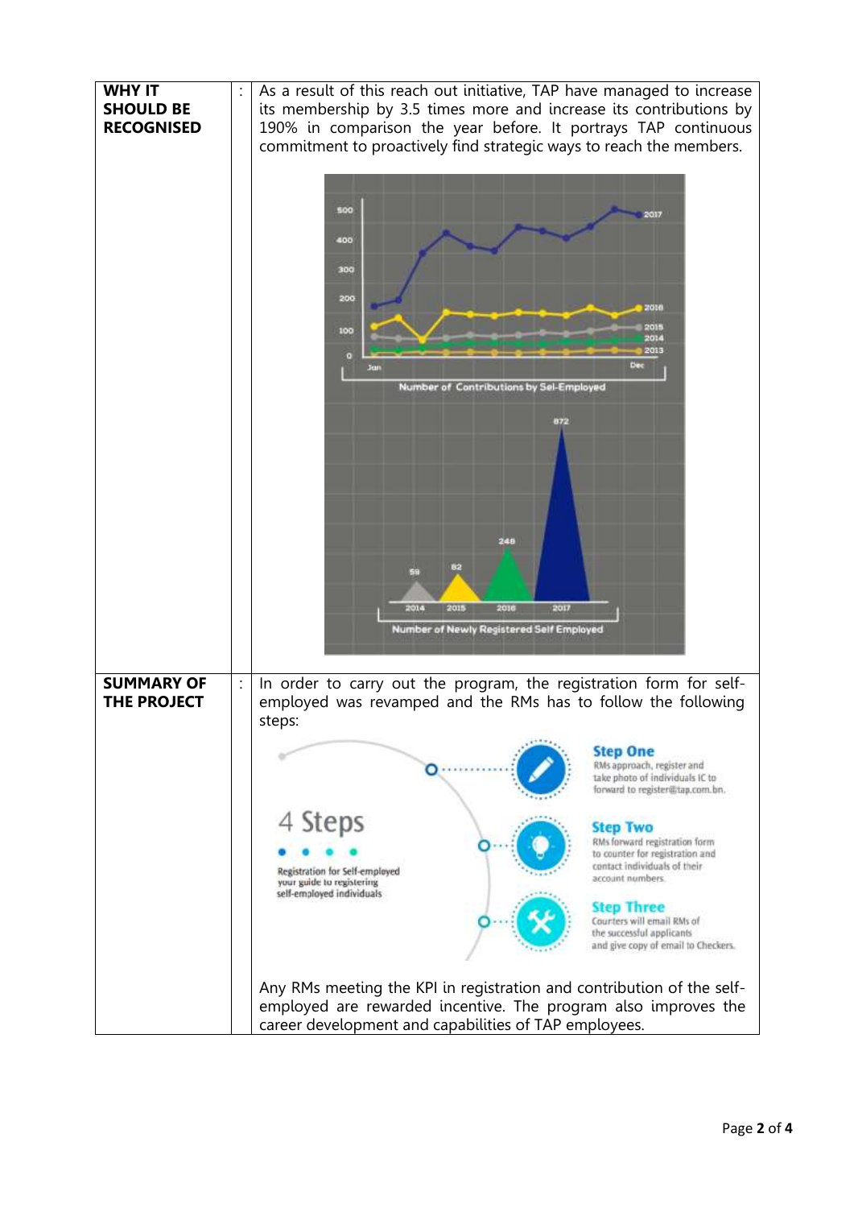**WHY IT SHOULD BE RECOGNISED** : As a result of this reach out initiative, TAP have managed to increase its membership by 3.5 times more and increase its contributions by 190% in comparison the year before. It portrays TAP continuous commitment to proactively find strategic ways to reach the members.

500
400
300
200
100
0
Jan
Dec
2017
2016
2015
2014
2013
Number of Contributions by Sel-Employed

872
248
59
82
2014
2015
2016
2017
Number of Newly Registered Self Employed

**SUMMARY OF THE PROJECT** : In order to carry out the program, the registration form for self-employed was revamped and the RMs has to follow the following steps:

4 Steps

Registration for Self-employed
your guide to registering
self-employed individuals

**Step One**
RMs approach, register and take photo of individuals IC to forward to register@tap.com.bn.

**Step Two**
RMs forward registration form to counter for registration and contact individuals of their account numbers.

**Step Three**
Counters will email RMs of the successful applicants and give copy of email to Checkers.

Any RMs meeting the KPI in registration and contribution of the self-employed are rewarded incentive. The program also improves the career development and capabilities of TAP employees.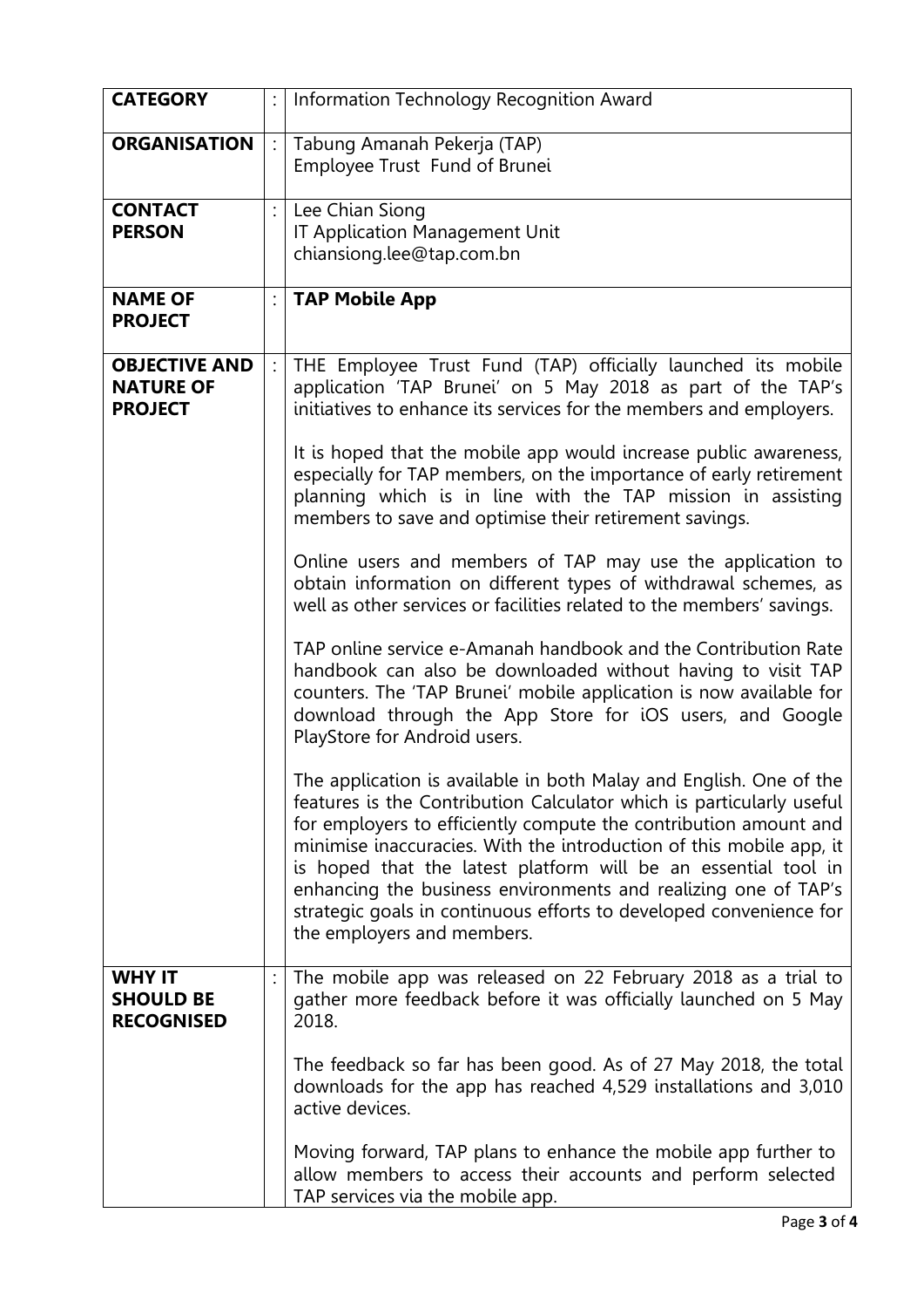| | | |
|---|---|---|
| **CATEGORY** | : | Information Technology Recognition Award |
| **ORGANISATION** | : | Tabung Amanah Pekerja (TAP)<br>Employee Trust Fund of Brunei |
| **CONTACT PERSON** | : | Lee Chian Siong<br>IT Application Management Unit<br>chiansiong.lee@tap.com.bn |
| **NAME OF PROJECT** | : | **TAP Mobile App** |
| **OBJECTIVE AND NATURE OF PROJECT** | : | THE Employee Trust Fund (TAP) officially launched its mobile application 'TAP Brunei' on 5 May 2018 as part of the TAP's initiatives to enhance its services for the members and employers.<br><br>It is hoped that the mobile app would increase public awareness, especially for TAP members, on the importance of early retirement planning which is in line with the TAP mission in assisting members to save and optimise their retirement savings.<br><br>Online users and members of TAP may use the application to obtain information on different types of withdrawal schemes, as well as other services or facilities related to the members' savings.<br><br>TAP online service e-Amanah handbook and the Contribution Rate handbook can also be downloaded without having to visit TAP counters. The 'TAP Brunei' mobile application is now available for download through the App Store for iOS users, and Google PlayStore for Android users.<br><br>The application is available in both Malay and English. One of the features is the Contribution Calculator which is particularly useful for employers to efficiently compute the contribution amount and minimise inaccuracies. With the introduction of this mobile app, it is hoped that the latest platform will be an essential tool in enhancing the business environments and realizing one of TAP's strategic goals in continuous efforts to developed convenience for the employers and members. |
| **WHY IT SHOULD BE RECOGNISED** | : | The mobile app was released on 22 February 2018 as a trial to gather more feedback before it was officially launched on 5 May 2018.<br><br>The feedback so far has been good. As of 27 May 2018, the total downloads for the app has reached 4,529 installations and 3,010 active devices.<br><br>Moving forward, TAP plans to enhance the mobile app further to allow members to access their accounts and perform selected TAP services via the mobile app. |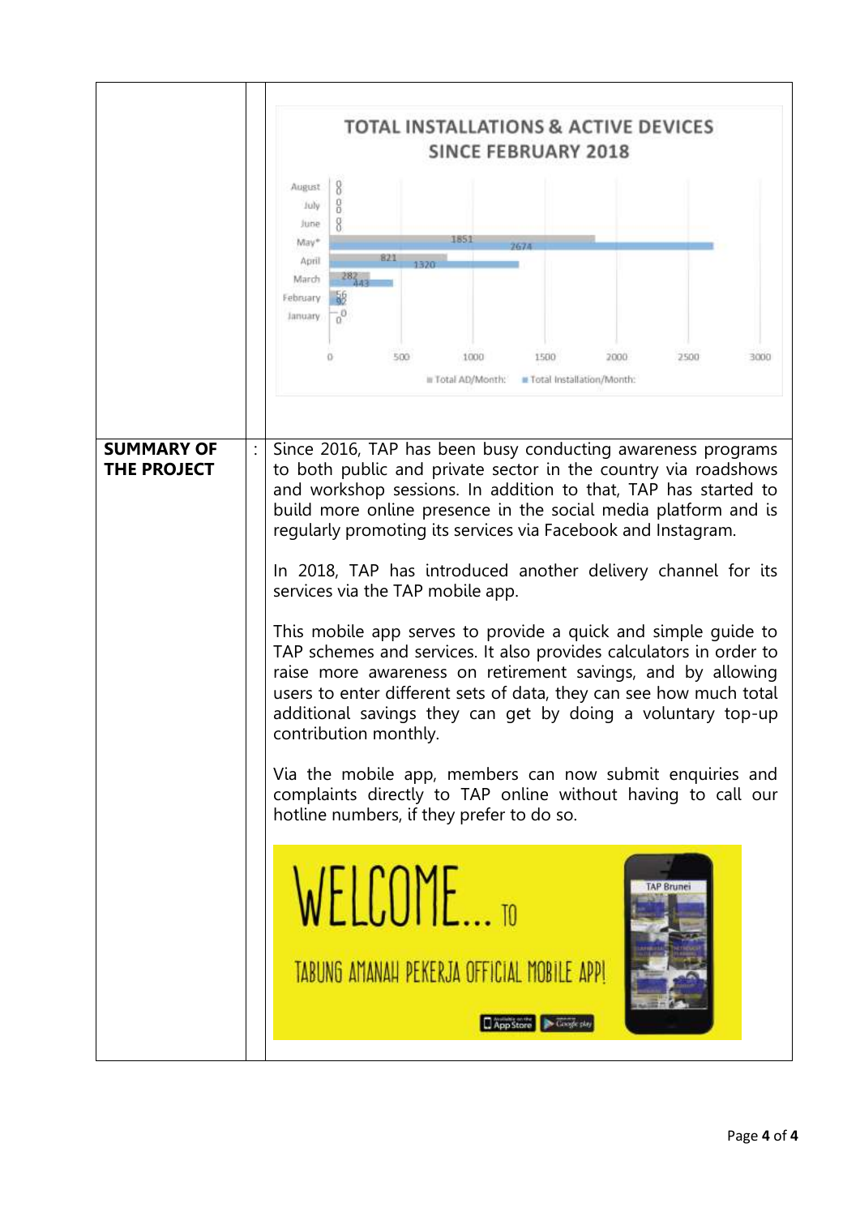TOTAL INSTALLATIONS & ACTIVE DEVICES
SINCE FEBRUARY 2018

August
July
June
May*
April
March
February
January

0 0
0 0
0 0
1851
2674
821
1320
282
443
56
92
0
0

0 500 1000 1500 2000 2500 3000

Total AD/Month: Total Installation/Month:

**SUMMARY OF THE PROJECT** :

Since 2016, TAP has been busy conducting awareness programs to both public and private sector in the country via roadshows and workshop sessions. In addition to that, TAP has started to build more online presence in the social media platform and is regularly promoting its services via Facebook and Instagram.

In 2018, TAP has introduced another delivery channel for its services via the TAP mobile app.

This mobile app serves to provide a quick and simple guide to TAP schemes and services. It also provides calculators in order to raise more awareness on retirement savings, and by allowing users to enter different sets of data, they can see how much total additional savings they can get by doing a voluntary top-up contribution monthly.

Via the mobile app, members can now submit enquiries and complaints directly to TAP online without having to call our hotline numbers, if they prefer to do so.

WELCOME... TO

TABUNG AMANAH PEKERJA OFFICIAL MOBILE APP!

TAP Brunei

App Store Google play